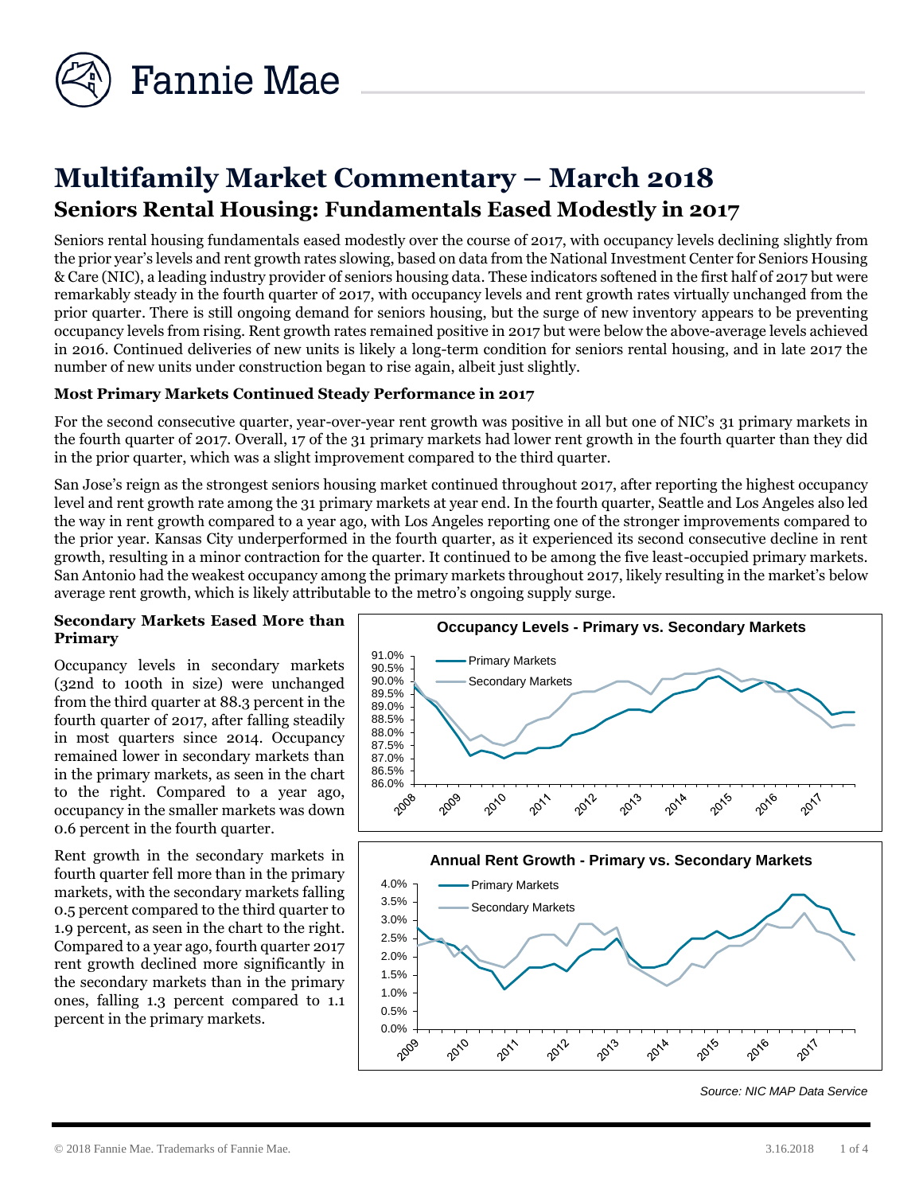# Multifamily Market Commentary – March 2018

## Seniors Rental Housing: Fundamentals Eased Modestly in 2017

Seniors rental housing fundamentals eased modestly over the course of 2017, with occupancy levels declining slightly from the prior year's levels and rent growth rates slowing, based on data from the National Investment Center for Seniors Housing & Care (NIC), a leading industry provider of seniors housing data. These indicators softened in the first half of 2017 but were remarkably steady in the fourth quarter of 2017, with occupancy levels and rent growth rates virtually unchanged from the prior quarter. There is still ongoing demand for seniors housing, but the surge of new inventory appears to be preventing occupancy levels from rising. Rent growth rates remained positive in 2017 but were below the above-average levels achieved in 2016. Continued deliveries of new units is likely a long-term condition for seniors rental housing, and in late 2017 the number of new units under construction began to rise again, albeit just slightly.

### Most Primary Markets Continued Steady Performance in 2017

For the second consecutive quarter, year-over-year rent growth was positive in all but one of NIC's 31 primary markets in the fourth quarter of 2017. Overall, 17 of the 31 primary markets had lower rent growth in the fourth quarter than they did in the prior quarter, which was a slight improvement compared to the third quarter.

San Jose's reign as the strongest seniors housing market continued throughout 2017, after reporting the highest occupancy level and rent growth rate among the 31 primary markets at year end. In the fourth quarter, Seattle and Los Angeles also led the way in rent growth compared to a year ago, with Los Angeles reporting one of the stronger improvements compared to the prior year. Kansas City underperformed in the fourth quarter, as it experienced its second consecutive decline in rent growth, resulting in a minor contraction for the quarter. It continued to be among the five least-occupied primary markets. San Antonio had the weakest occupancy among the primary markets throughout 2017, likely resulting in the market's below average rent growth, which is likely attributable to the metro's ongoing supply surge.

### Secondary Markets Eased More than Primary

Occupancy levels in secondary markets (32nd to 100th in size) were unchanged from the third quarter at 88.3 percent in the fourth quarter of 2017, after falling steadily in most quarters since 2014. Occupancy remained lower in secondary markets than in the primary markets, as seen in the chart to the right. Compared to a year ago, occupancy in the smaller markets was down 0.6 percent in the fourth quarter.

Rent growth in the secondary markets in fourth quarter fell more than in the primary markets, with the secondary markets falling 0.5 percent compared to the third quarter to 1.9 percent, as seen in the chart to the right. Compared to a year ago, fourth quarter 2017 rent growth declined more significantly in the secondary markets than in the primary ones, falling 1.3 percent compared to 1.1 percent in the primary markets.

**Occupancy Levels - Primary vs. Secondary Markets**

**Annual Rent Growth - Primary vs. Secondary Markets**

*Source: NIC MAP Data Service*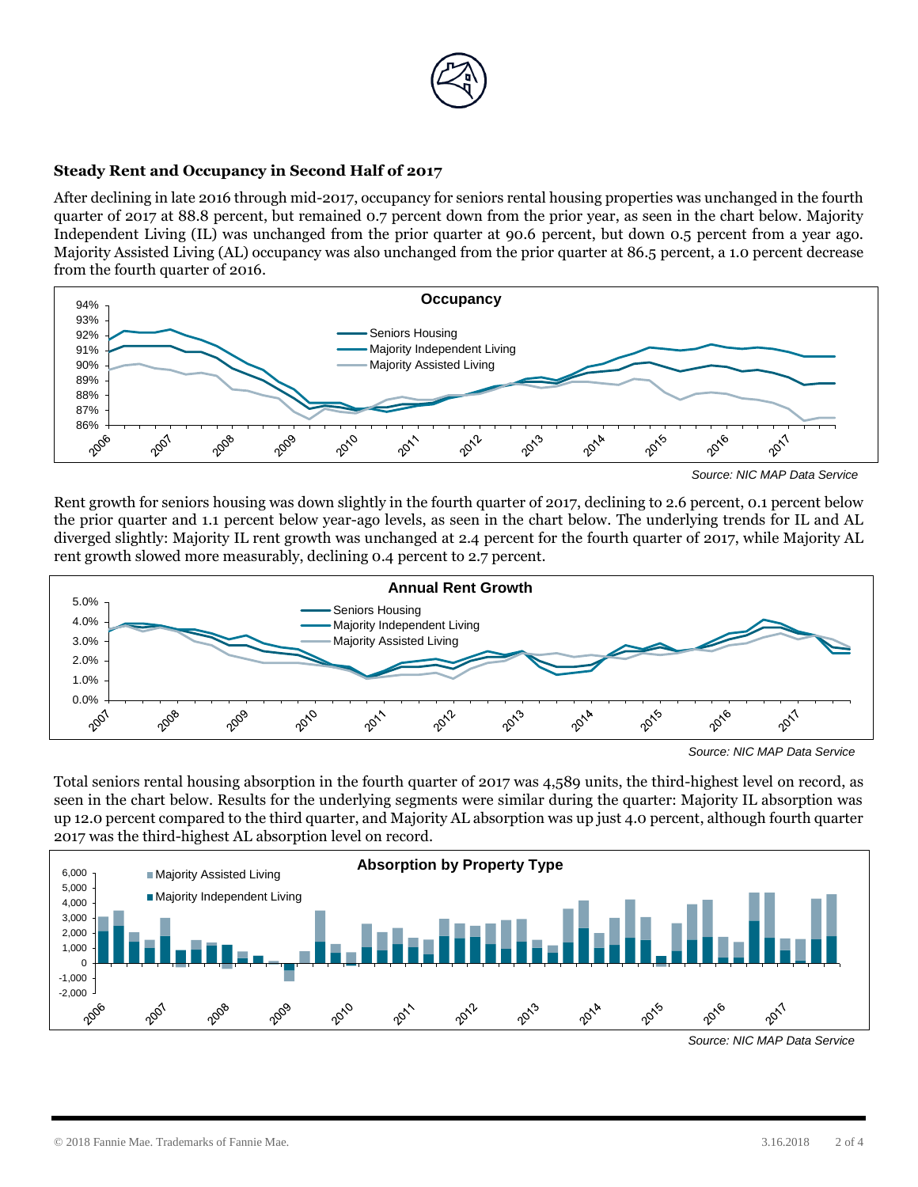**Steady Rent and Occupancy in Second Half of 2017**

After declining in late 2016 through mid-2017, occupancy for seniors rental housing properties was unchanged in the fourth quarter of 2017 at 88.8 percent, but remained 0.7 percent down from the prior year, as seen in the chart below. Majority Independent Living (IL) was unchanged from the prior quarter at 90.6 percent, but down 0.5 percent from a year ago. Majority Assisted Living (AL) occupancy was also unchanged from the prior quarter at 86.5 percent, a 1.0 percent decrease from the fourth quarter of 2016.

*Source: NIC MAP Data Service*

Rent growth for seniors housing was down slightly in the fourth quarter of 2017, declining to 2.6 percent, 0.1 percent below the prior quarter and 1.1 percent below year-ago levels, as seen in the chart below. The underlying trends for IL and AL diverged slightly: Majority IL rent growth was unchanged at 2.4 percent for the fourth quarter of 2017, while Majority AL rent growth slowed more measurably, declining 0.4 percent to 2.7 percent.

*Source: NIC MAP Data Service*

Total seniors rental housing absorption in the fourth quarter of 2017 was 4,589 units, the third-highest level on record, as seen in the chart below. Results for the underlying segments were similar during the quarter: Majority IL absorption was up 12.0 percent compared to the third quarter, and Majority AL absorption was up just 4.0 percent, although fourth quarter 2017 was the third-highest AL absorption level on record.

*Source: NIC MAP Data Service*

© 2018 Fannie Mae. Trademarks of Fannie Mae. 3.16.2018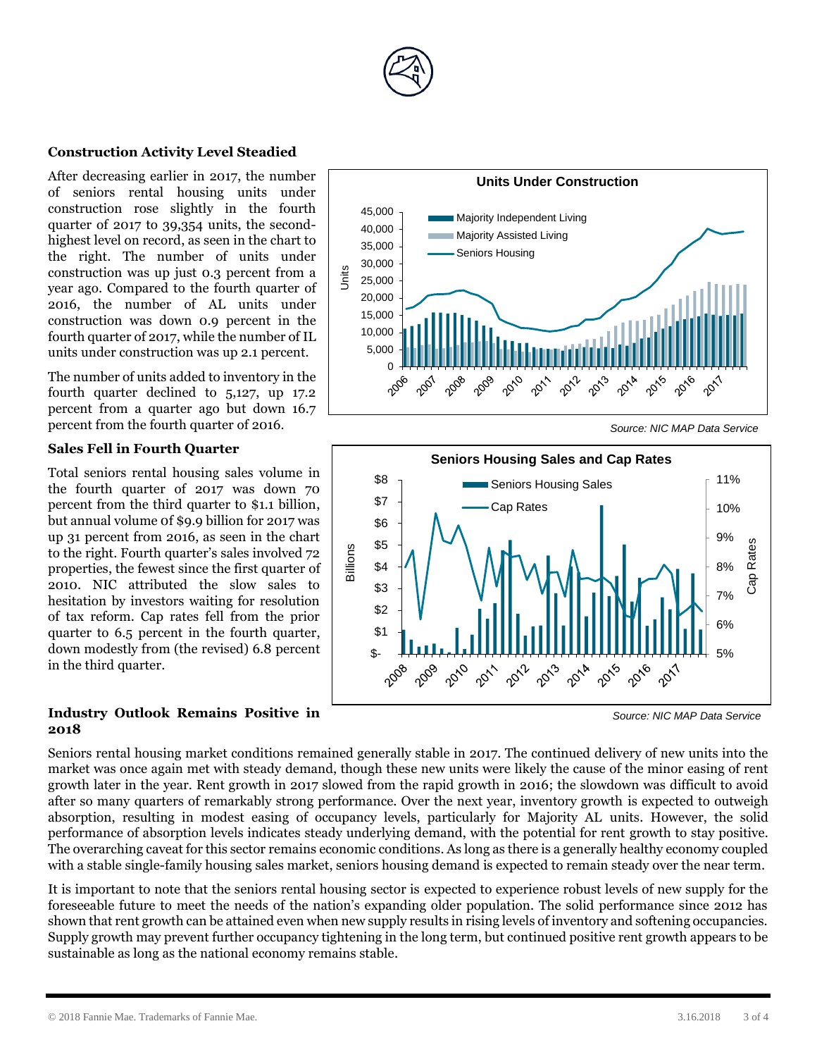### Construction Activity Level Steadied

After decreasing earlier in 2017, the number of seniors rental housing units under construction rose slightly in the fourth quarter of 2017 to 39,354 units, the second-highest level on record, as seen in the chart to the right. The number of units under construction was up just 0.3 percent from a year ago. Compared to the fourth quarter of 2016, the number of AL units under construction was down 0.9 percent in the fourth quarter of 2017, while the number of IL units under construction was up 2.1 percent.

The number of units added to inventory in the fourth quarter declined to 5,127, up 17.2 percent from a quarter ago but down 16.7 percent from the fourth quarter of 2016.

**Units Under Construction**

*Source: NIC MAP Data Service*

### Sales Fell in Fourth Quarter

Total seniors rental housing sales volume in the fourth quarter of 2017 was down 70 percent from the third quarter to $1.1 billion, but annual volume of $9.9 billion for 2017 was up 31 percent from 2016, as seen in the chart to the right. Fourth quarter's sales involved 72 properties, the fewest since the first quarter of 2010. NIC attributed the slow sales to hesitation by investors waiting for resolution of tax reform. Cap rates fell from the prior quarter to 6.5 percent in the fourth quarter, down modestly from (the revised) 6.8 percent in the third quarter.

**Seniors Housing Sales and Cap Rates**

*Source: NIC MAP Data Service*

### Industry Outlook Remains Positive in 2018

Seniors rental housing market conditions remained generally stable in 2017. The continued delivery of new units into the market was once again met with steady demand, though these new units were likely the cause of the minor easing of rent growth later in the year. Rent growth in 2017 slowed from the rapid growth in 2016; the slowdown was difficult to avoid after so many quarters of remarkably strong performance. Over the next year, inventory growth is expected to outweigh absorption, resulting in modest easing of occupancy levels, particularly for Majority AL units. However, the solid performance of absorption levels indicates steady underlying demand, with the potential for rent growth to stay positive. The overarching caveat for this sector remains economic conditions. As long as there is a generally healthy economy coupled with a stable single-family housing sales market, seniors housing demand is expected to remain steady over the near term.

It is important to note that the seniors rental housing sector is expected to experience robust levels of new supply for the foreseeable future to meet the needs of the nation's expanding older population. The solid performance since 2012 has shown that rent growth can be attained even when new supply results in rising levels of inventory and softening occupancies. Supply growth may prevent further occupancy tightening in the long term, but continued positive rent growth appears to be sustainable as long as the national economy remains stable.

© 2018 Fannie Mae. Trademarks of Fannie Mae. 3.16.2018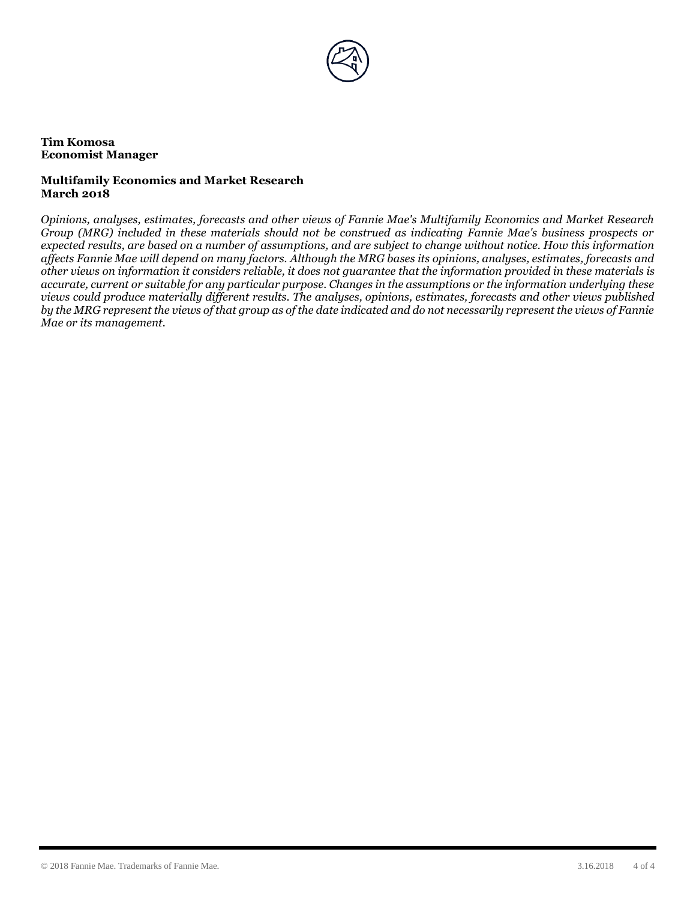**Tim Komosa**
**Economist Manager**

**Multifamily Economics and Market Research**
**March 2018**

*Opinions, analyses, estimates, forecasts and other views of Fannie Mae's Multifamily Economics and Market Research Group (MRG) included in these materials should not be construed as indicating Fannie Mae's business prospects or expected results, are based on a number of assumptions, and are subject to change without notice. How this information affects Fannie Mae will depend on many factors. Although the MRG bases its opinions, analyses, estimates, forecasts and other views on information it considers reliable, it does not guarantee that the information provided in these materials is accurate, current or suitable for any particular purpose. Changes in the assumptions or the information underlying these views could produce materially different results. The analyses, opinions, estimates, forecasts and other views published by the MRG represent the views of that group as of the date indicated and do not necessarily represent the views of Fannie Mae or its management.*

© 2018 Fannie Mae. Trademarks of Fannie Mae.